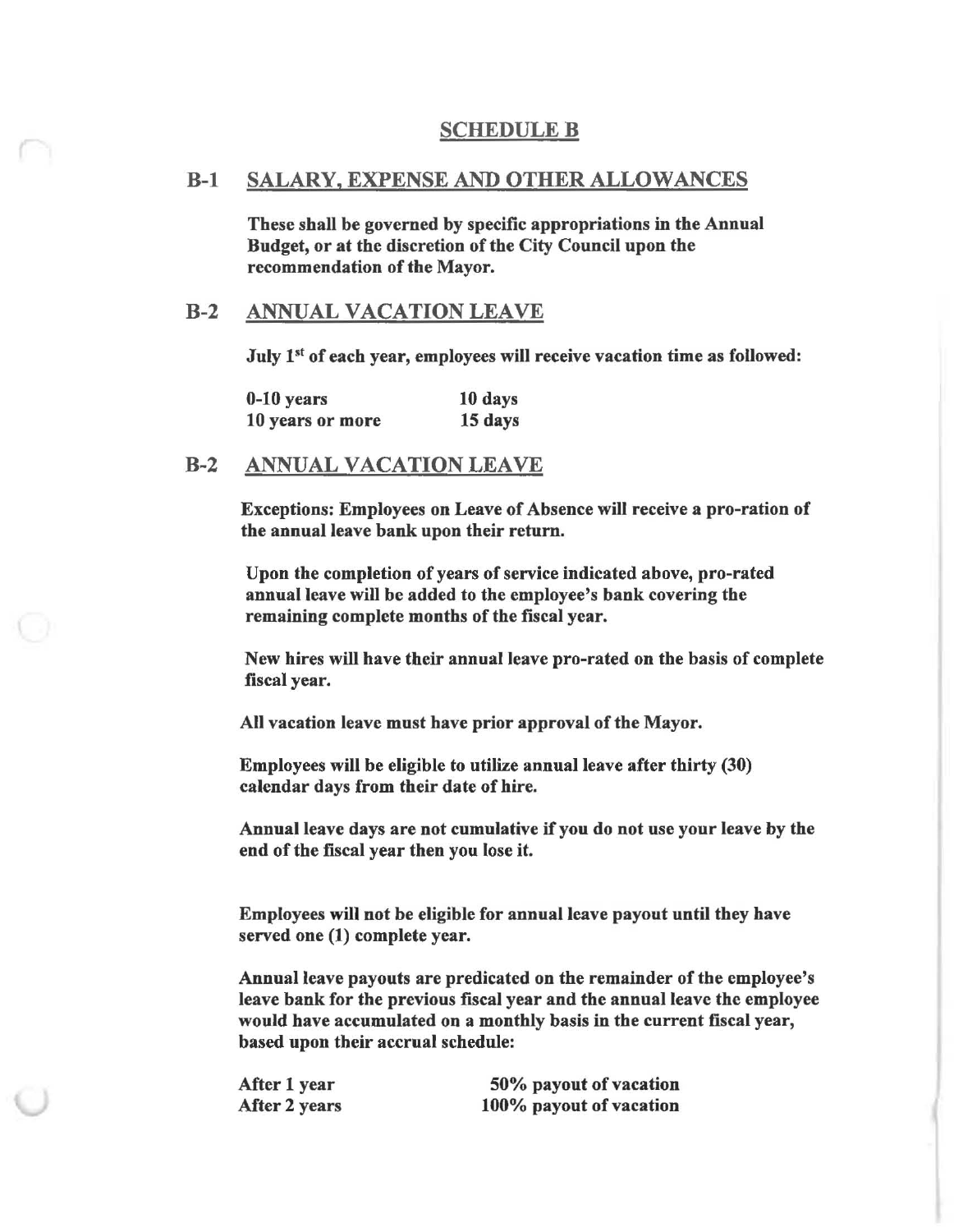## SCHEDULE B

### B-1 SALARY, EXPENSE AND OTHER ALLOWANCES

**These shall be governed by specific appropriations in the Annual Budget, or at the discretion of the City Council upon the recommendation of the Mayor.**

### B-2 ANNUAL VACATION LEAVE

**July 1st of each year, employees will receive vacation time as followed:**

| | |
|---|---|
| **0-10 years** | **10 days** |
| **10 years or more** | **15 days** |

### B-2 ANNUAL VACATION LEAVE

**Exceptions: Employees on Leave of Absence will receive a pro-ration of the annual leave bank upon their return.**

**Upon the completion of years of service indicated above, pro-rated annual leave will be added to the employee's bank covering the remaining complete months of the fiscal year.**

**New hires will have their annual leave pro-rated on the basis of complete fiscal year.**

**All vacation leave must have prior approval of the Mayor.**

**Employees will be eligible to utilize annual leave after thirty (30) calendar days from their date of hire.**

**Annual leave days are not cumulative if you do not use your leave by the end of the fiscal year then you lose it.**

**Employees will not be eligible for annual leave payout until they have served one (1) complete year.**

**Annual leave payouts are predicated on the remainder of the employee's leave bank for the previous fiscal year and the annual leave the employee would have accumulated on a monthly basis in the current fiscal year, based upon their accrual schedule:**

| | |
|---|---|
| **After 1 year** | **50% payout of vacation** |
| **After 2 years** | **100% payout of vacation** |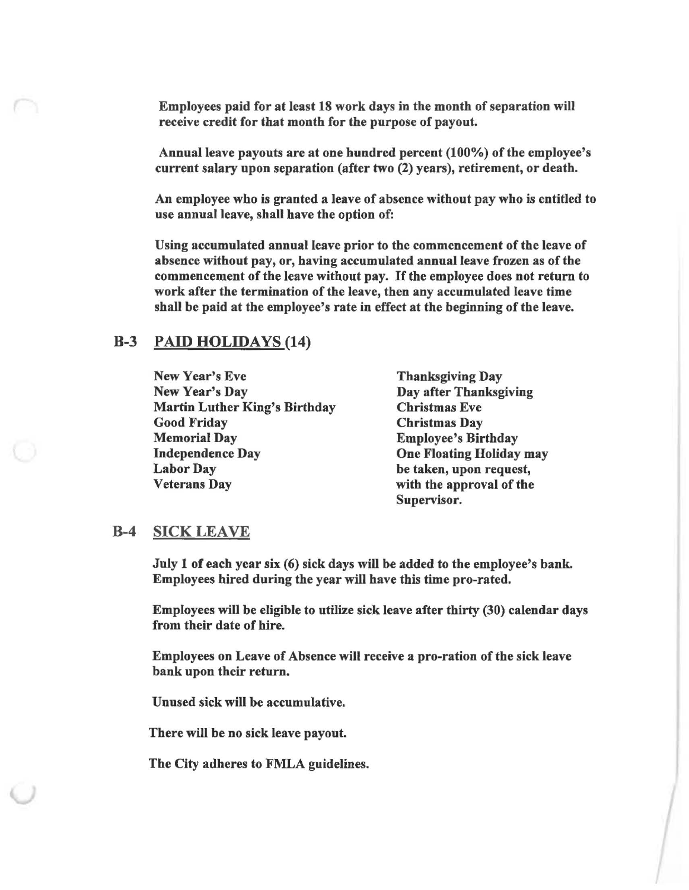**Employees paid for at least 18 work days in the month of separation will receive credit for that month for the purpose of payout.**

**Annual leave payouts are at one hundred percent (100%) of the employee's current salary upon separation (after two (2) years), retirement, or death.**

**An employee who is granted a leave of absence without pay who is entitled to use annual leave, shall have the option of:**

**Using accumulated annual leave prior to the commencement of the leave of absence without pay, or, having accumulated annual leave frozen as of the commencement of the leave without pay. If the employee does not return to work after the termination of the leave, then any accumulated leave time shall be paid at the employee's rate in effect at the beginning of the leave.**

## B-3 PAID HOLIDAYS (14)

**New Year's Eve**
**New Year's Day**
**Martin Luther King's Birthday**
**Good Friday**
**Memorial Day**
**Independence Day**
**Labor Day**
**Veterans Day**
**Thanksgiving Day**
**Day after Thanksgiving**
**Christmas Eve**
**Christmas Day**
**Employee's Birthday**
**One Floating Holiday may be taken, upon request, with the approval of the Supervisor.**

## B-4 SICK LEAVE

**July 1 of each year six (6) sick days will be added to the employee's bank. Employees hired during the year will have this time pro-rated.**

**Employees will be eligible to utilize sick leave after thirty (30) calendar days from their date of hire.**

**Employees on Leave of Absence will receive a pro-ration of the sick leave bank upon their return.**

**Unused sick will be accumulative.**

**There will be no sick leave payout.**

**The City adheres to FMLA guidelines.**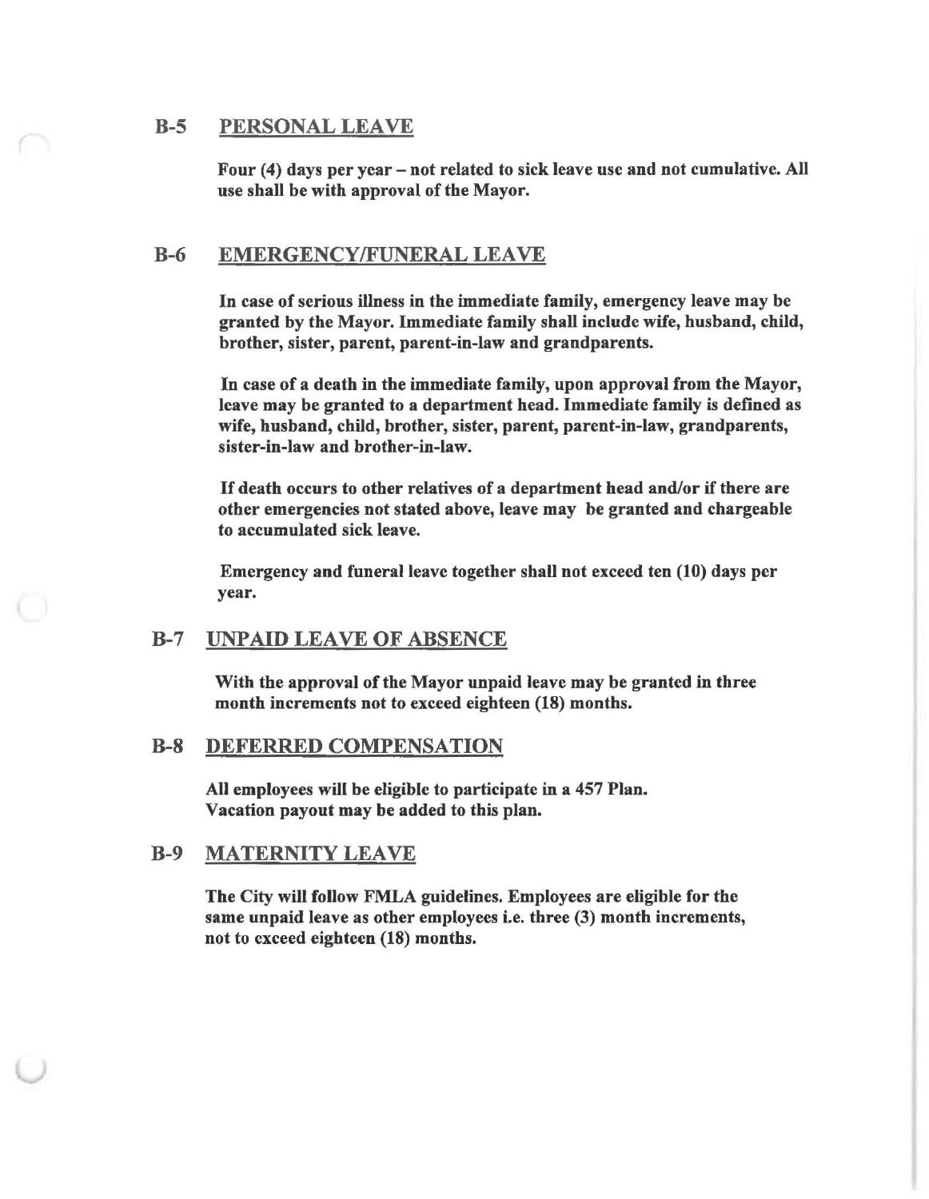## B-5 PERSONAL LEAVE

**Four (4) days per year – not related to sick leave use and not cumulative. All use shall be with approval of the Mayor.**

## B-6 EMERGENCY/FUNERAL LEAVE

**In case of serious illness in the immediate family, emergency leave may be granted by the Mayor. Immediate family shall include wife, husband, child, brother, sister, parent, parent-in-law and grandparents.**

**In case of a death in the immediate family, upon approval from the Mayor, leave may be granted to a department head. Immediate family is defined as wife, husband, child, brother, sister, parent, parent-in-law, grandparents, sister-in-law and brother-in-law.**

**If death occurs to other relatives of a department head and/or if there are other emergencies not stated above, leave may be granted and chargeable to accumulated sick leave.**

**Emergency and funeral leave together shall not exceed ten (10) days per year.**

## B-7 UNPAID LEAVE OF ABSENCE

**With the approval of the Mayor unpaid leave may be granted in three month increments not to exceed eighteen (18) months.**

## B-8 DEFERRED COMPENSATION

**All employees will be eligible to participate in a 457 Plan. Vacation payout may be added to this plan.**

## B-9 MATERNITY LEAVE

**The City will follow FMLA guidelines. Employees are eligible for the same unpaid leave as other employees i.e. three (3) month increments, not to exceed eighteen (18) months.**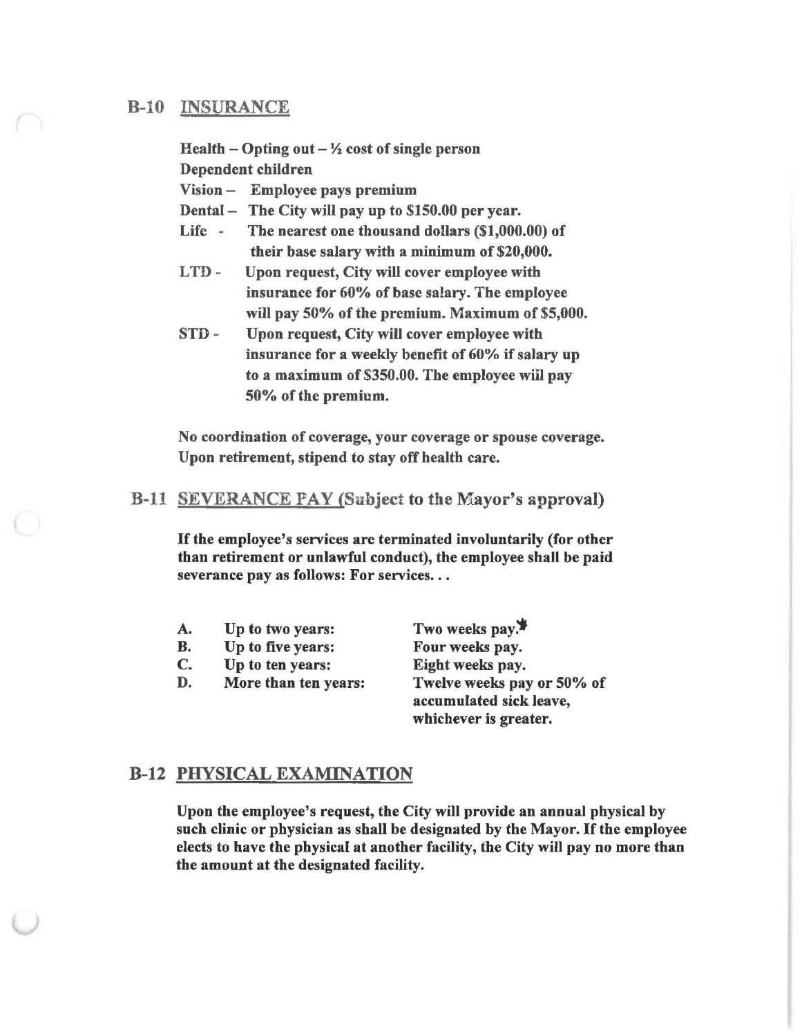## B-10 INSURANCE

Health – Opting out – ½ cost of single person
Dependent children
Vision – Employee pays premium
Dental – The City will pay up to $150.00 per year.
Life - The nearest one thousand dollars ($1,000.00) of their base salary with a minimum of $20,000.
LTD - Upon request, City will cover employee with insurance for 60% of base salary. The employee will pay 50% of the premium. Maximum of $5,000.
STD - Upon request, City will cover employee with insurance for a weekly benefit of 60% if salary up to a maximum of $350.00. The employee will pay 50% of the premium.

No coordination of coverage, your coverage or spouse coverage.
Upon retirement, stipend to stay off health care.

## B-11 SEVERANCE PAY (Subject to the Mayor's approval)

If the employee's services are terminated involuntarily (for other than retirement or unlawful conduct), the employee shall be paid severance pay as follows: For services...

| | | |
|---|---|---|
| A. | Up to two years: | Two weeks pay.* |
| B. | Up to five years: | Four weeks pay. |
| C. | Up to ten years: | Eight weeks pay. |
| D. | More than ten years: | Twelve weeks pay or 50% of accumulated sick leave, whichever is greater. |

## B-12 PHYSICAL EXAMINATION

Upon the employee's request, the City will provide an annual physical by such clinic or physician as shall be designated by the Mayor. If the employee elects to have the physical at another facility, the City will pay no more than the amount at the designated facility.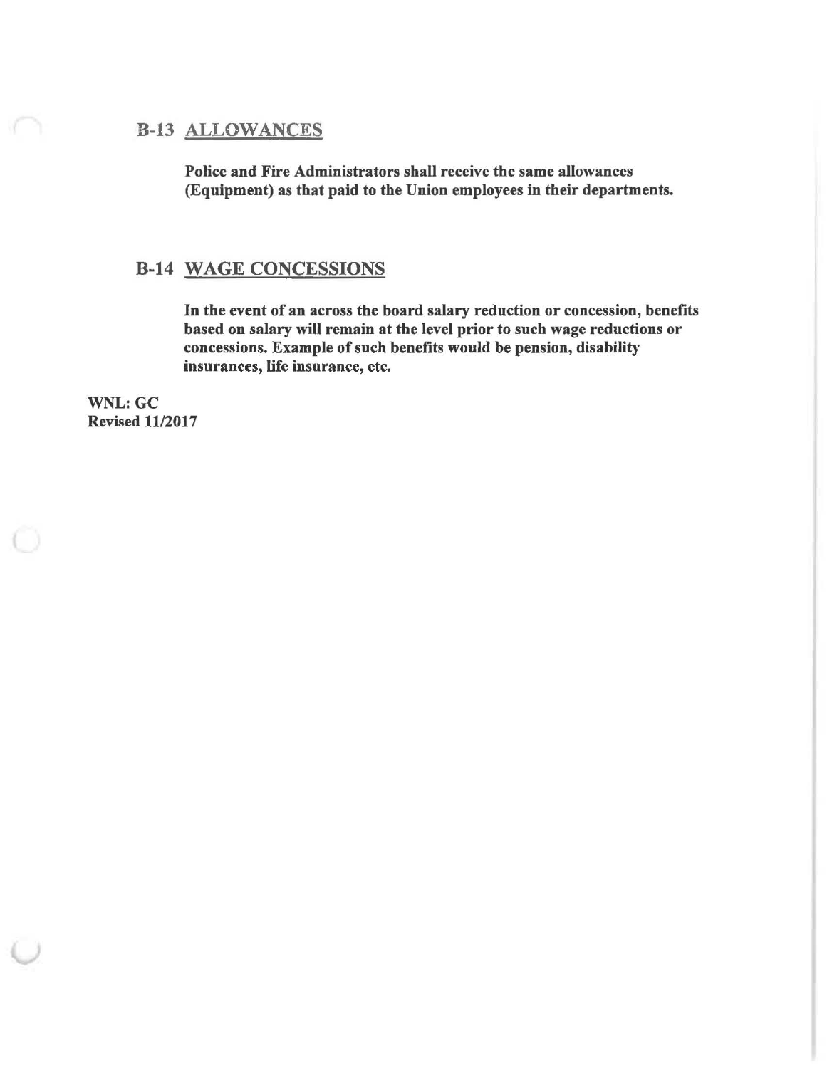## B-13 ALLOWANCES

**Police and Fire Administrators shall receive the same allowances (Equipment) as that paid to the Union employees in their departments.**

## B-14 WAGE CONCESSIONS

**In the event of an across the board salary reduction or concession, benefits based on salary will remain at the level prior to such wage reductions or concessions. Example of such benefits would be pension, disability insurances, life insurance, etc.**

**WNL: GC**
**Revised 11/2017**